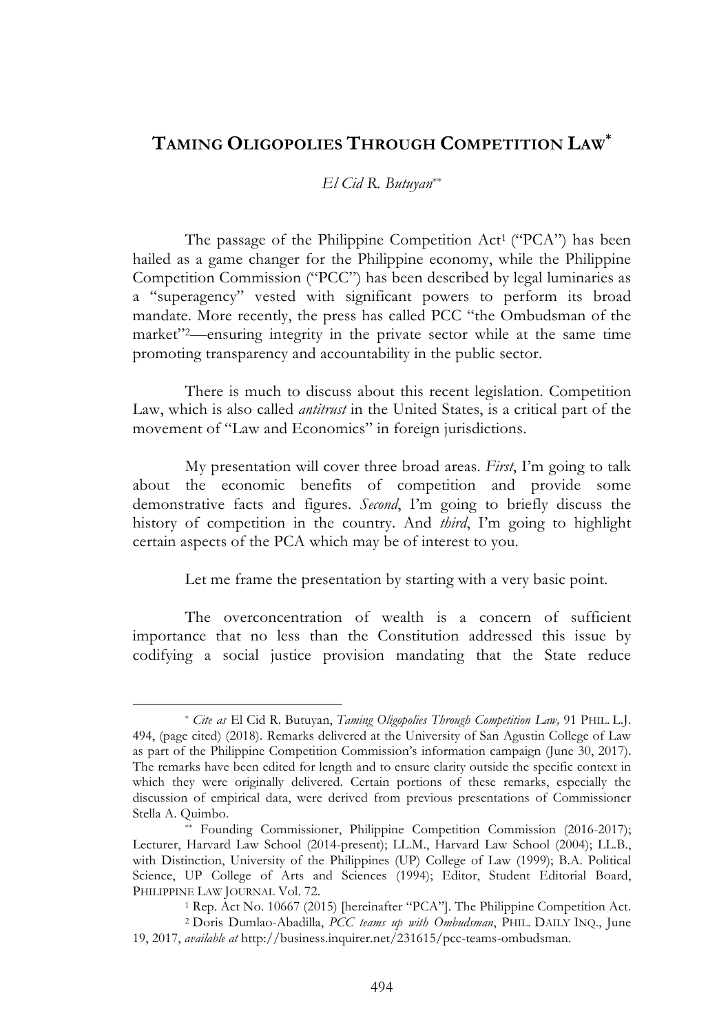# TAMING OLIGOPOLIES THROUGH COMPETITION LAW*

*El Cid R. Butuyan***

The passage of the Philippine Competition Act[1] ("PCA") has been hailed as a game changer for the Philippine economy, while the Philippine Competition Commission ("PCC") has been described by legal luminaries as a "superagency" vested with significant powers to perform its broad mandate. More recently, the press has called PCC "the Ombudsman of the market"[2]—ensuring integrity in the private sector while at the same time promoting transparency and accountability in the public sector.

There is much to discuss about this recent legislation. Competition Law, which is also called *antitrust* in the United States, is a critical part of the movement of "Law and Economics" in foreign jurisdictions.

My presentation will cover three broad areas. *First*, I'm going to talk about the economic benefits of competition and provide some demonstrative facts and figures. *Second*, I'm going to briefly discuss the history of competition in the country. And *third*, I'm going to highlight certain aspects of the PCA which may be of interest to you.

Let me frame the presentation by starting with a very basic point.

The overconcentration of wealth is a concern of sufficient importance that no less than the Constitution addressed this issue by codifying a social justice provision mandating that the State reduce

---

\* *Cite as* El Cid R. Butuyan, *Taming Oligopolies Through Competition Law,* 91 PHIL. L.J. 494, (page cited) (2018). Remarks delivered at the University of San Agustin College of Law as part of the Philippine Competition Commission's information campaign (June 30, 2017). The remarks have been edited for length and to ensure clarity outside the specific context in which they were originally delivered. Certain portions of these remarks, especially the discussion of empirical data, were derived from previous presentations of Commissioner Stella A. Quimbo.

\*\* Founding Commissioner, Philippine Competition Commission (2016-2017); Lecturer, Harvard Law School (2014-present); LL.M., Harvard Law School (2004); LL.B., with Distinction, University of the Philippines (UP) College of Law (1999); B.A. Political Science, UP College of Arts and Sciences (1994); Editor, Student Editorial Board, PHILIPPINE LAW JOURNAL Vol. 72.

[1] Rep. Act No. 10667 (2015) [hereinafter "PCA"]. The Philippine Competition Act.

[2] Doris Dumlao-Abadilla, *PCC teams up with Ombudsman*, PHIL. DAILY INQ., June 19, 2017, *available at* http://business.inquirer.net/231615/pcc-teams-ombudsman.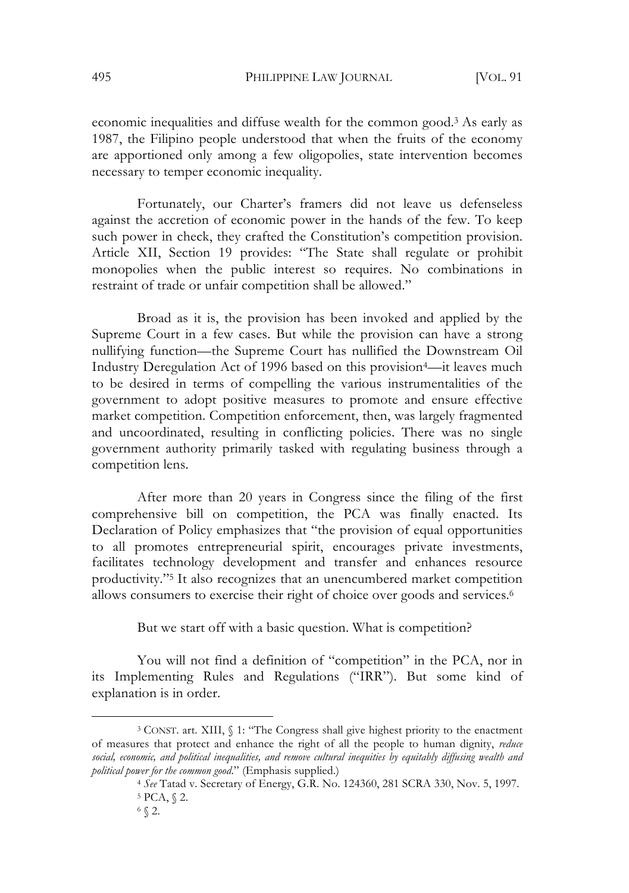economic inequalities and diffuse wealth for the common good.[3] As early as 1987, the Filipino people understood that when the fruits of the economy are apportioned only among a few oligopolies, state intervention becomes necessary to temper economic inequality.

Fortunately, our Charter's framers did not leave us defenseless against the accretion of economic power in the hands of the few. To keep such power in check, they crafted the Constitution's competition provision. Article XII, Section 19 provides: "The State shall regulate or prohibit monopolies when the public interest so requires. No combinations in restraint of trade or unfair competition shall be allowed."

Broad as it is, the provision has been invoked and applied by the Supreme Court in a few cases. But while the provision can have a strong nullifying function—the Supreme Court has nullified the Downstream Oil Industry Deregulation Act of 1996 based on this provision[4]—it leaves much to be desired in terms of compelling the various instrumentalities of the government to adopt positive measures to promote and ensure effective market competition. Competition enforcement, then, was largely fragmented and uncoordinated, resulting in conflicting policies. There was no single government authority primarily tasked with regulating business through a competition lens.

After more than 20 years in Congress since the filing of the first comprehensive bill on competition, the PCA was finally enacted. Its Declaration of Policy emphasizes that "the provision of equal opportunities to all promotes entrepreneurial spirit, encourages private investments, facilitates technology development and transfer and enhances resource productivity."[5] It also recognizes that an unencumbered market competition allows consumers to exercise their right of choice over goods and services.[6]

But we start off with a basic question. What is competition?

You will not find a definition of "competition" in the PCA, nor in its Implementing Rules and Regulations ("IRR"). But some kind of explanation is in order.

---

[3] CONST. art. XIII, § 1: "The Congress shall give highest priority to the enactment of measures that protect and enhance the right of all the people to human dignity, *reduce social, economic, and political inequalities, and remove cultural inequities by equitably diffusing wealth and political power for the common good*." (Emphasis supplied.)

[4] *See* Tatad v. Secretary of Energy, G.R. No. 124360, 281 SCRA 330, Nov. 5, 1997.

[5] PCA, § 2.

[6] § 2.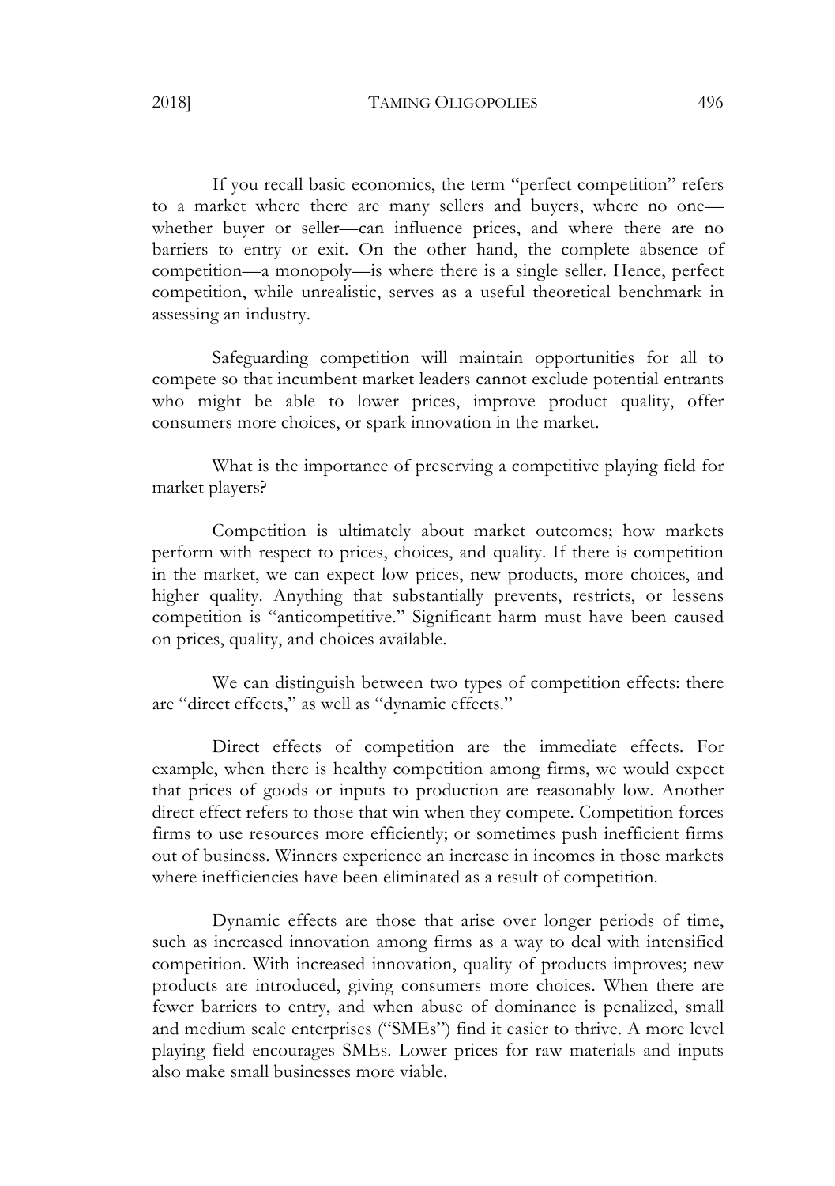If you recall basic economics, the term "perfect competition" refers to a market where there are many sellers and buyers, where no one—whether buyer or seller—can influence prices, and where there are no barriers to entry or exit. On the other hand, the complete absence of competition—a monopoly—is where there is a single seller. Hence, perfect competition, while unrealistic, serves as a useful theoretical benchmark in assessing an industry.

Safeguarding competition will maintain opportunities for all to compete so that incumbent market leaders cannot exclude potential entrants who might be able to lower prices, improve product quality, offer consumers more choices, or spark innovation in the market.

What is the importance of preserving a competitive playing field for market players?

Competition is ultimately about market outcomes; how markets perform with respect to prices, choices, and quality. If there is competition in the market, we can expect low prices, new products, more choices, and higher quality. Anything that substantially prevents, restricts, or lessens competition is "anticompetitive." Significant harm must have been caused on prices, quality, and choices available.

We can distinguish between two types of competition effects: there are "direct effects," as well as "dynamic effects."

Direct effects of competition are the immediate effects. For example, when there is healthy competition among firms, we would expect that prices of goods or inputs to production are reasonably low. Another direct effect refers to those that win when they compete. Competition forces firms to use resources more efficiently; or sometimes push inefficient firms out of business. Winners experience an increase in incomes in those markets where inefficiencies have been eliminated as a result of competition.

Dynamic effects are those that arise over longer periods of time, such as increased innovation among firms as a way to deal with intensified competition. With increased innovation, quality of products improves; new products are introduced, giving consumers more choices. When there are fewer barriers to entry, and when abuse of dominance is penalized, small and medium scale enterprises ("SMEs") find it easier to thrive. A more level playing field encourages SMEs. Lower prices for raw materials and inputs also make small businesses more viable.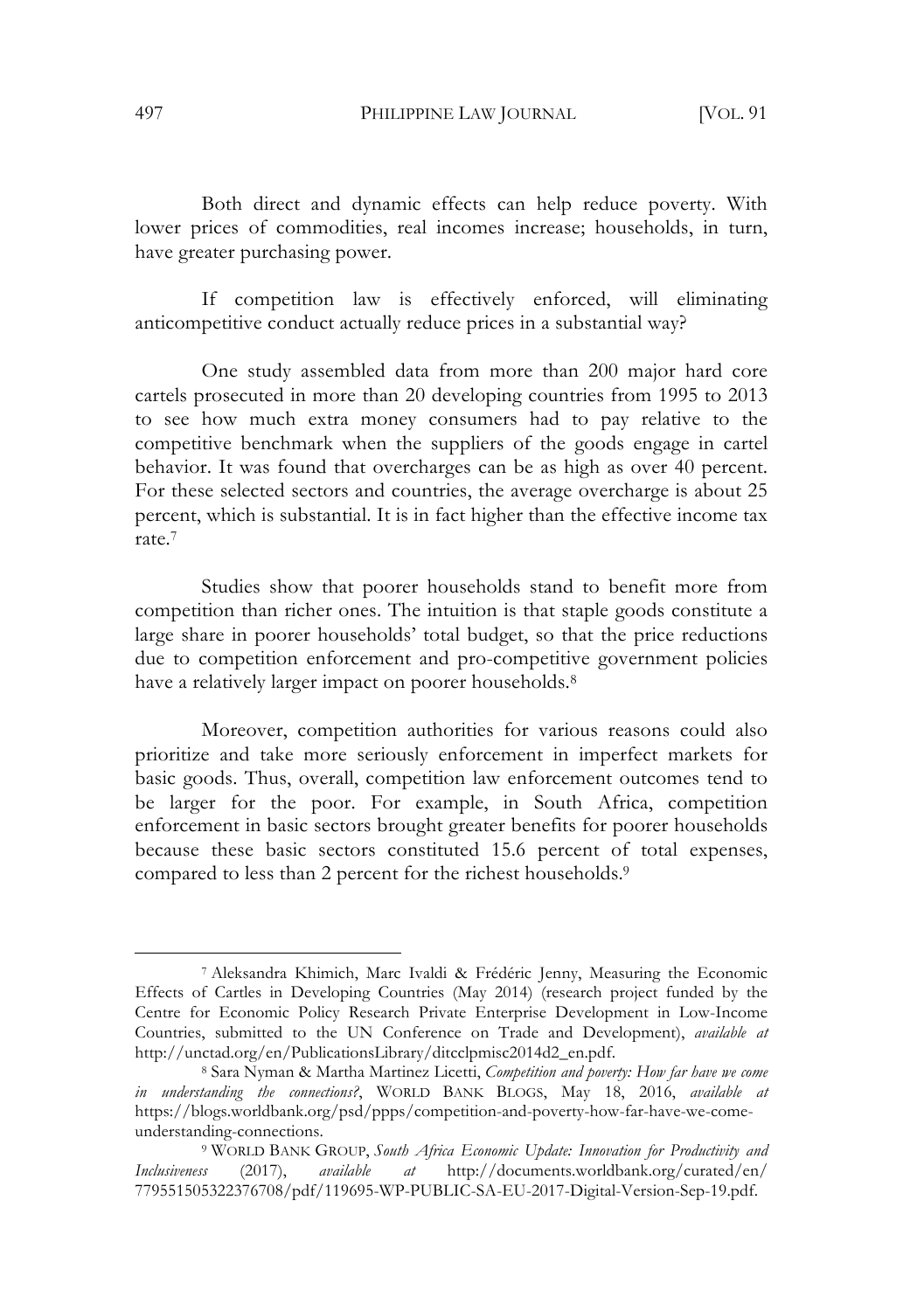Both direct and dynamic effects can help reduce poverty. With lower prices of commodities, real incomes increase; households, in turn, have greater purchasing power.

If competition law is effectively enforced, will eliminating anticompetitive conduct actually reduce prices in a substantial way?

One study assembled data from more than 200 major hard core cartels prosecuted in more than 20 developing countries from 1995 to 2013 to see how much extra money consumers had to pay relative to the competitive benchmark when the suppliers of the goods engage in cartel behavior. It was found that overcharges can be as high as over 40 percent. For these selected sectors and countries, the average overcharge is about 25 percent, which is substantial. It is in fact higher than the effective income tax rate.[7]

Studies show that poorer households stand to benefit more from competition than richer ones. The intuition is that staple goods constitute a large share in poorer households' total budget, so that the price reductions due to competition enforcement and pro-competitive government policies have a relatively larger impact on poorer households.[8]

Moreover, competition authorities for various reasons could also prioritize and take more seriously enforcement in imperfect markets for basic goods. Thus, overall, competition law enforcement outcomes tend to be larger for the poor. For example, in South Africa, competition enforcement in basic sectors brought greater benefits for poorer households because these basic sectors constituted 15.6 percent of total expenses, compared to less than 2 percent for the richest households.[9]

---

[7] Aleksandra Khimich, Marc Ivaldi & Frédéric Jenny, Measuring the Economic Effects of Cartels in Developing Countries (May 2014) (research project funded by the Centre for Economic Policy Research Private Enterprise Development in Low-Income Countries, submitted to the UN Conference on Trade and Development), *available at* http://unctad.org/en/PublicationsLibrary/ditcclpmisc2014d2_en.pdf.

[8] Sara Nyman & Martha Martinez Licetti, *Competition and poverty: How far have we come in understanding the connections?*, WORLD BANK BLOGS, May 18, 2016, *available at* https://blogs.worldbank.org/psd/ppps/competition-and-poverty-how-far-have-we-come-understanding-connections.

[9] WORLD BANK GROUP, *South Africa Economic Update: Innovation for Productivity and Inclusiveness* (2017), *available at* http://documents.worldbank.org/curated/en/779551505322376708/pdf/119695-WP-PUBLIC-SA-EU-2017-Digital-Version-Sep-19.pdf.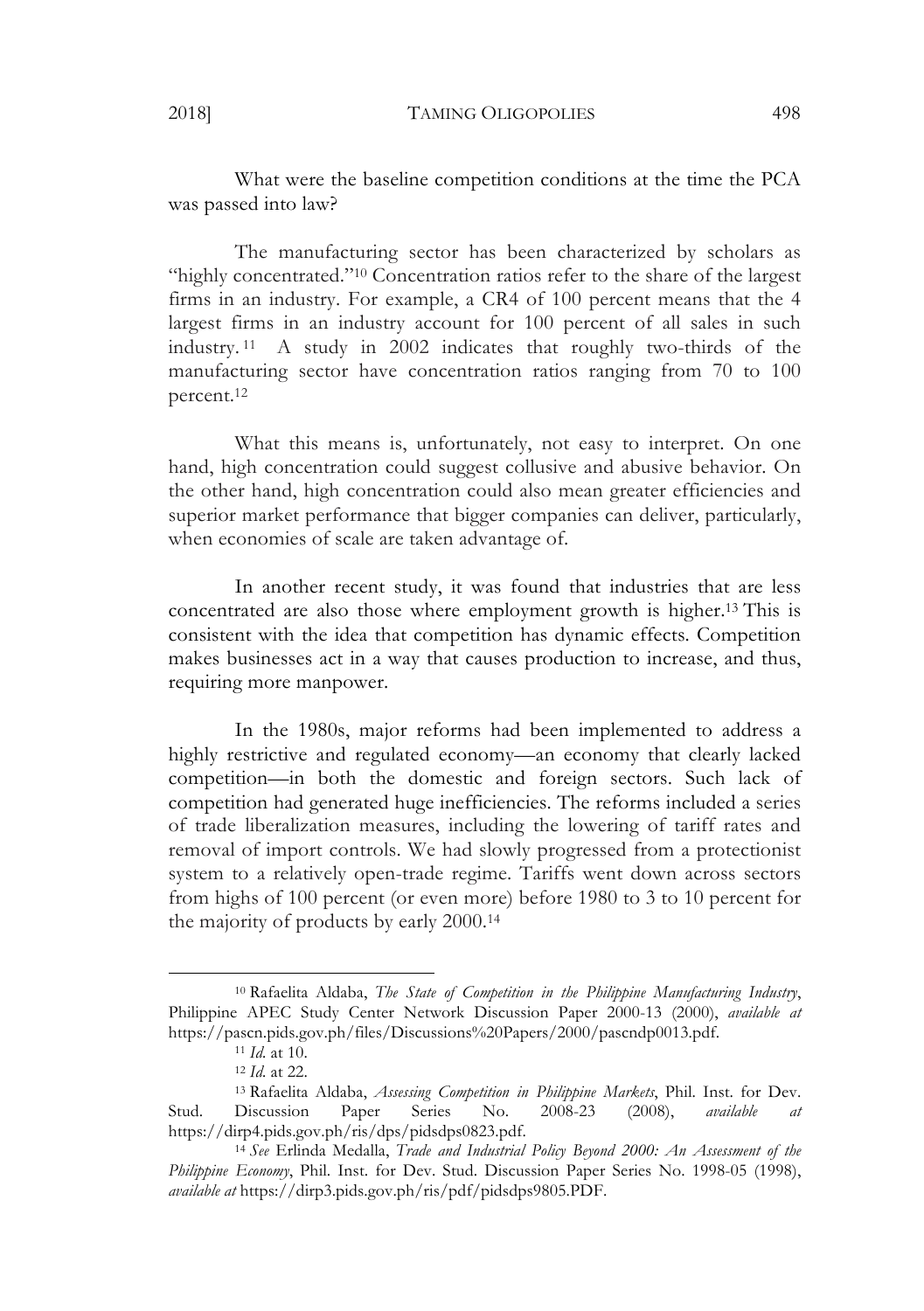What were the baseline competition conditions at the time the PCA was passed into law?

The manufacturing sector has been characterized by scholars as "highly concentrated."[10] Concentration ratios refer to the share of the largest firms in an industry. For example, a CR4 of 100 percent means that the 4 largest firms in an industry account for 100 percent of all sales in such industry.[11] A study in 2002 indicates that roughly two-thirds of the manufacturing sector have concentration ratios ranging from 70 to 100 percent.[12]

What this means is, unfortunately, not easy to interpret. On one hand, high concentration could suggest collusive and abusive behavior. On the other hand, high concentration could also mean greater efficiencies and superior market performance that bigger companies can deliver, particularly, when economies of scale are taken advantage of.

In another recent study, it was found that industries that are less concentrated are also those where employment growth is higher.[13] This is consistent with the idea that competition has dynamic effects. Competition makes businesses act in a way that causes production to increase, and thus, requiring more manpower.

In the 1980s, major reforms had been implemented to address a highly restrictive and regulated economy—an economy that clearly lacked competition—in both the domestic and foreign sectors. Such lack of competition had generated huge inefficiencies. The reforms included a series of trade liberalization measures, including the lowering of tariff rates and removal of import controls. We had slowly progressed from a protectionist system to a relatively open-trade regime. Tariffs went down across sectors from highs of 100 percent (or even more) before 1980 to 3 to 10 percent for the majority of products by early 2000.[14]

---

[10] Rafaelita Aldaba, *The State of Competition in the Philippine Manufacturing Industry*, Philippine APEC Study Center Network Discussion Paper 2000-13 (2000), *available at* https://pascn.pids.gov.ph/files/Discussions%20Papers/2000/pascndp0013.pdf.

[11] *Id.* at 10.

[12] *Id.* at 22.

[13] Rafaelita Aldaba, *Assessing Competition in Philippine Markets*, Phil. Inst. for Dev. Stud. Discussion Paper Series No. 2008-23 (2008), *available at* https://dirp4.pids.gov.ph/ris/dps/pidsdps0823.pdf.

[14] *See* Erlinda Medalla, *Trade and Industrial Policy Beyond 2000: An Assessment of the Philippine Economy*, Phil. Inst. for Dev. Stud. Discussion Paper Series No. 1998-05 (1998), *available at* https://dirp3.pids.gov.ph/ris/pdf/pidsdps9805.PDF.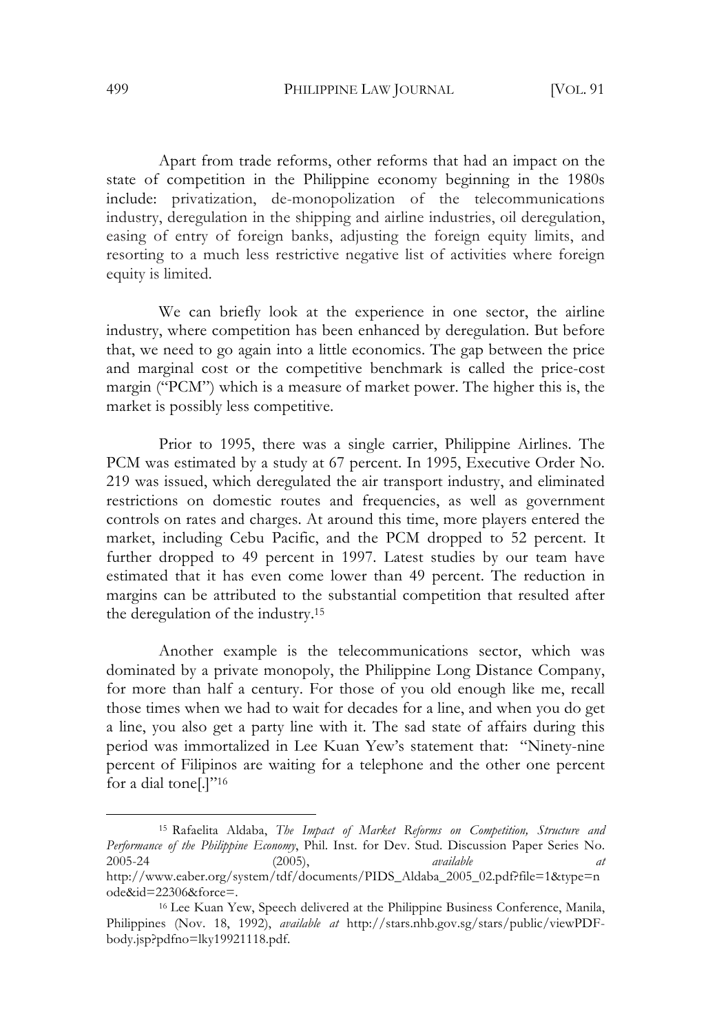Apart from trade reforms, other reforms that had an impact on the state of competition in the Philippine economy beginning in the 1980s include: privatization, de-monopolization of the telecommunications industry, deregulation in the shipping and airline industries, oil deregulation, easing of entry of foreign banks, adjusting the foreign equity limits, and resorting to a much less restrictive negative list of activities where foreign equity is limited.

We can briefly look at the experience in one sector, the airline industry, where competition has been enhanced by deregulation. But before that, we need to go again into a little economics. The gap between the price and marginal cost or the competitive benchmark is called the price-cost margin ("PCM") which is a measure of market power. The higher this is, the market is possibly less competitive.

Prior to 1995, there was a single carrier, Philippine Airlines. The PCM was estimated by a study at 67 percent. In 1995, Executive Order No. 219 was issued, which deregulated the air transport industry, and eliminated restrictions on domestic routes and frequencies, as well as government controls on rates and charges. At around this time, more players entered the market, including Cebu Pacific, and the PCM dropped to 52 percent. It further dropped to 49 percent in 1997. Latest studies by our team have estimated that it has even come lower than 49 percent. The reduction in margins can be attributed to the substantial competition that resulted after the deregulation of the industry.[15]

Another example is the telecommunications sector, which was dominated by a private monopoly, the Philippine Long Distance Company, for more than half a century. For those of you old enough like me, recall those times when we had to wait for decades for a line, and when you do get a line, you also get a party line with it. The sad state of affairs during this period was immortalized in Lee Kuan Yew's statement that: "Ninety-nine percent of Filipinos are waiting for a telephone and the other one percent for a dial tone[.]"[16]

---

[15] Rafaelita Aldaba, *The Impact of Market Reforms on Competition, Structure and Performance of the Philippine Economy*, Phil. Inst. for Dev. Stud. Discussion Paper Series No. 2005-24 (2005), *available at* http://www.eaber.org/system/tdf/documents/PIDS_Aldaba_2005_02.pdf?file=1&type=node&id=22306&force=.

[16] Lee Kuan Yew, Speech delivered at the Philippine Business Conference, Manila, Philippines (Nov. 18, 1992), *available at* http://stars.nhb.gov.sg/stars/public/viewPDF-body.jsp?pdfno=lky19921118.pdf.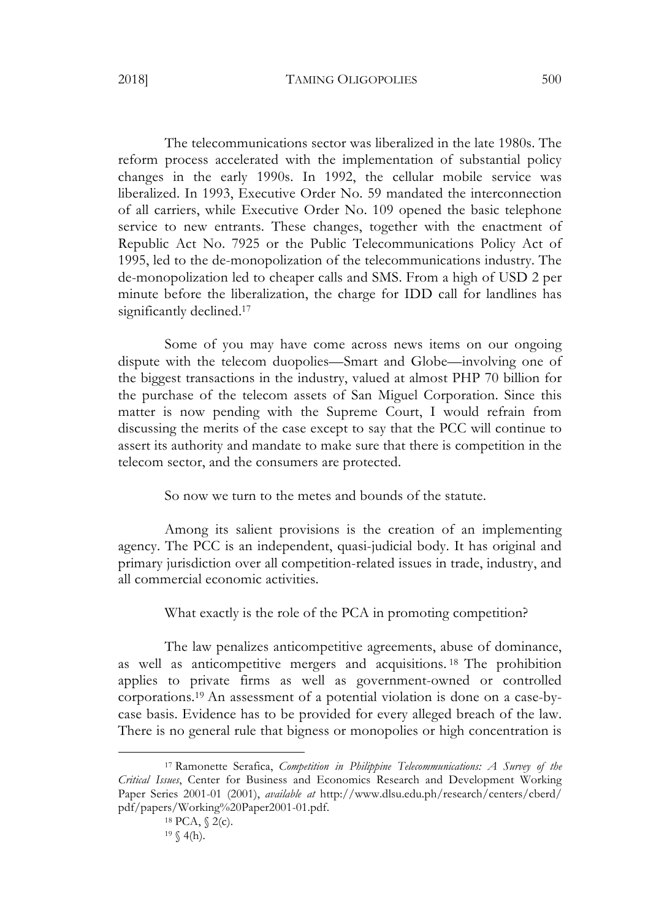The telecommunications sector was liberalized in the late 1980s. The reform process accelerated with the implementation of substantial policy changes in the early 1990s. In 1992, the cellular mobile service was liberalized. In 1993, Executive Order No. 59 mandated the interconnection of all carriers, while Executive Order No. 109 opened the basic telephone service to new entrants. These changes, together with the enactment of Republic Act No. 7925 or the Public Telecommunications Policy Act of 1995, led to the de-monopolization of the telecommunications industry. The de-monopolization led to cheaper calls and SMS. From a high of USD 2 per minute before the liberalization, the charge for IDD call for landlines has significantly declined.[17]

Some of you may have come across news items on our ongoing dispute with the telecom duopolies—Smart and Globe—involving one of the biggest transactions in the industry, valued at almost PHP 70 billion for the purchase of the telecom assets of San Miguel Corporation. Since this matter is now pending with the Supreme Court, I would refrain from discussing the merits of the case except to say that the PCC will continue to assert its authority and mandate to make sure that there is competition in the telecom sector, and the consumers are protected.

So now we turn to the metes and bounds of the statute.

Among its salient provisions is the creation of an implementing agency. The PCC is an independent, quasi-judicial body. It has original and primary jurisdiction over all competition-related issues in trade, industry, and all commercial economic activities.

What exactly is the role of the PCA in promoting competition?

The law penalizes anticompetitive agreements, abuse of dominance, as well as anticompetitive mergers and acquisitions.[18] The prohibition applies to private firms as well as government-owned or controlled corporations.[19] An assessment of a potential violation is done on a case-by-case basis. Evidence has to be provided for every alleged breach of the law. There is no general rule that bigness or monopolies or high concentration is

---

[17] Ramonette Serafica, *Competition in Philippine Telecommunications: A Survey of the Critical Issues*, Center for Business and Economics Research and Development Working Paper Series 2001-01 (2001), *available at* http://www.dlsu.edu.ph/research/centers/cberd/pdf/papers/Working%20Paper2001-01.pdf.

[18] PCA, § 2(c).

[19] § 4(h).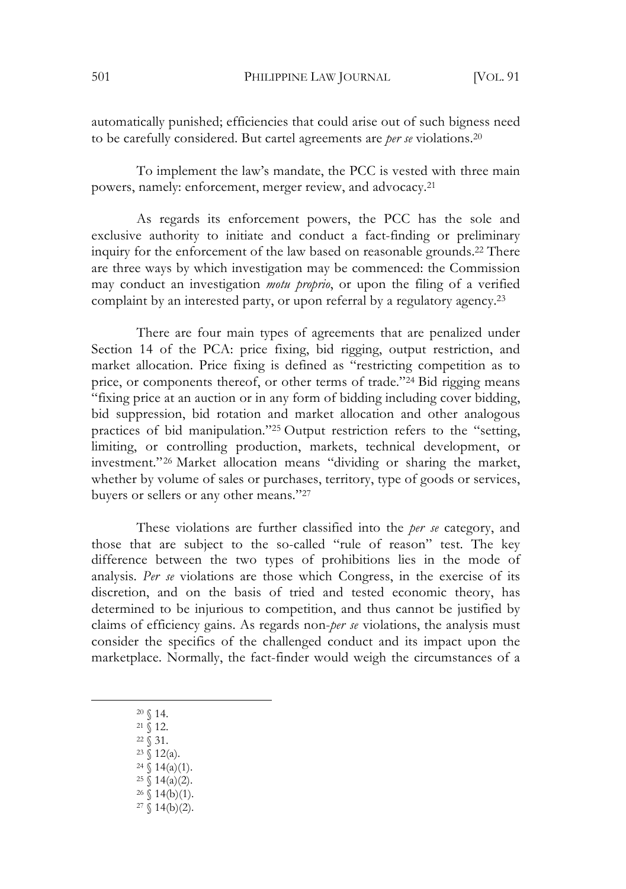automatically punished; efficiencies that could arise out of such bigness need to be carefully considered. But cartel agreements are *per se* violations.[20]

To implement the law's mandate, the PCC is vested with three main powers, namely: enforcement, merger review, and advocacy.[21]

As regards its enforcement powers, the PCC has the sole and exclusive authority to initiate and conduct a fact-finding or preliminary inquiry for the enforcement of the law based on reasonable grounds.[22] There are three ways by which investigation may be commenced: the Commission may conduct an investigation *motu proprio*, or upon the filing of a verified complaint by an interested party, or upon referral by a regulatory agency.[23]

There are four main types of agreements that are penalized under Section 14 of the PCA: price fixing, bid rigging, output restriction, and market allocation. Price fixing is defined as "restricting competition as to price, or components thereof, or other terms of trade."[24] Bid rigging means "fixing price at an auction or in any form of bidding including cover bidding, bid suppression, bid rotation and market allocation and other analogous practices of bid manipulation."[25] Output restriction refers to the "setting, limiting, or controlling production, markets, technical development, or investment."[26] Market allocation means "dividing or sharing the market, whether by volume of sales or purchases, territory, type of goods or services, buyers or sellers or any other means."[27]

These violations are further classified into the *per se* category, and those that are subject to the so-called "rule of reason" test. The key difference between the two types of prohibitions lies in the mode of analysis. *Per se* violations are those which Congress, in the exercise of its discretion, and on the basis of tried and tested economic theory, has determined to be injurious to competition, and thus cannot be justified by claims of efficiency gains. As regards non-*per se* violations, the analysis must consider the specifics of the challenged conduct and its impact upon the marketplace. Normally, the fact-finder would weigh the circumstances of a

---

[20] § 14.

[21] § 12.

[22] § 31.

[23] § 12(a).

[24] § 14(a)(1).

[25] § 14(a)(2).

[26] § 14(b)(1).

[27] § 14(b)(2).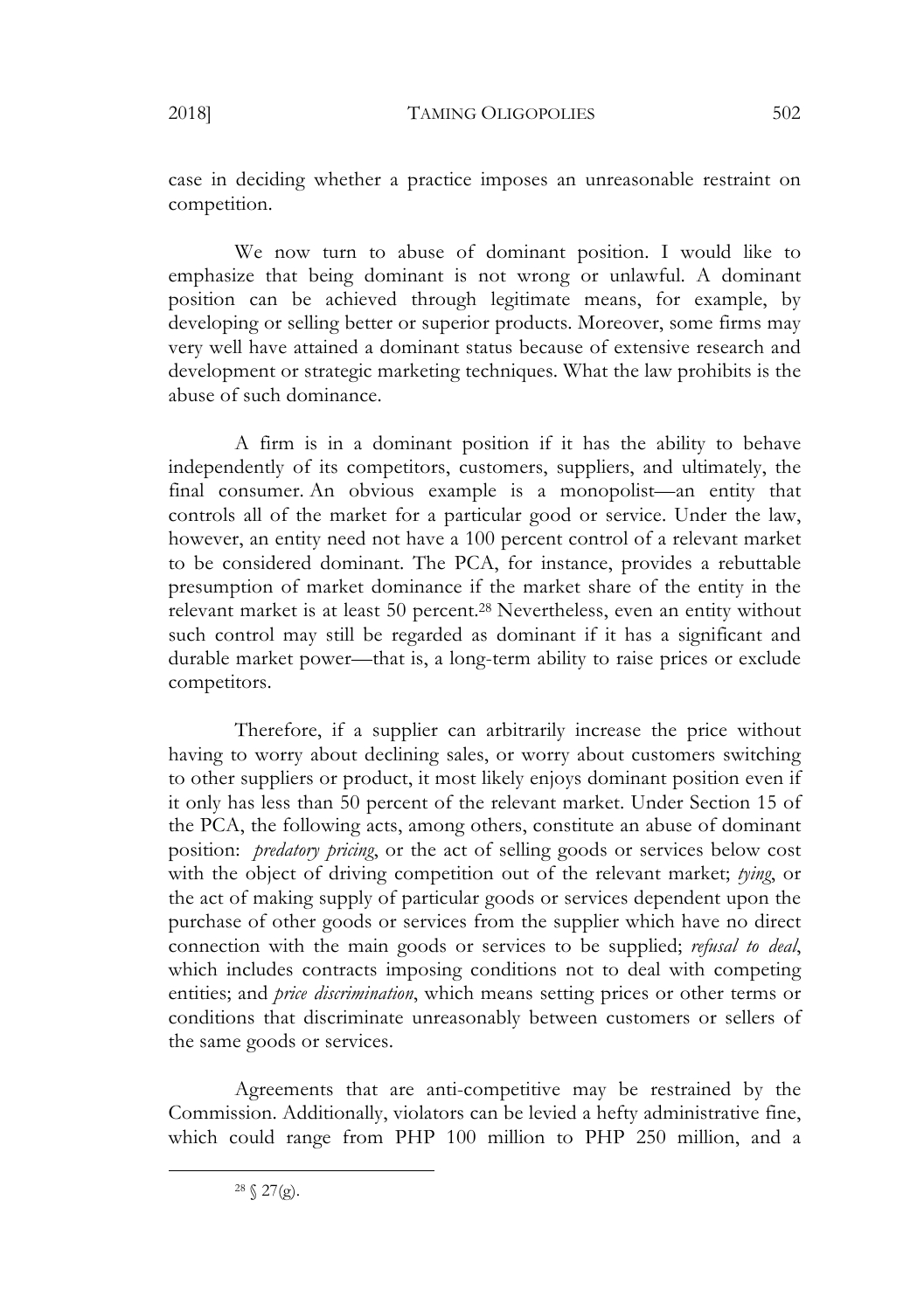case in deciding whether a practice imposes an unreasonable restraint on competition.

We now turn to abuse of dominant position. I would like to emphasize that being dominant is not wrong or unlawful. A dominant position can be achieved through legitimate means, for example, by developing or selling better or superior products. Moreover, some firms may very well have attained a dominant status because of extensive research and development or strategic marketing techniques. What the law prohibits is the abuse of such dominance.

A firm is in a dominant position if it has the ability to behave independently of its competitors, customers, suppliers, and ultimately, the final consumer. An obvious example is a monopolist—an entity that controls all of the market for a particular good or service. Under the law, however, an entity need not have a 100 percent control of a relevant market to be considered dominant. The PCA, for instance, provides a rebuttable presumption of market dominance if the market share of the entity in the relevant market is at least 50 percent.[28] Nevertheless, even an entity without such control may still be regarded as dominant if it has a significant and durable market power—that is, a long-term ability to raise prices or exclude competitors.

Therefore, if a supplier can arbitrarily increase the price without having to worry about declining sales, or worry about customers switching to other suppliers or product, it most likely enjoys dominant position even if it only has less than 50 percent of the relevant market. Under Section 15 of the PCA, the following acts, among others, constitute an abuse of dominant position: *predatory pricing*, or the act of selling goods or services below cost with the object of driving competition out of the relevant market; *tying*, or the act of making supply of particular goods or services dependent upon the purchase of other goods or services from the supplier which have no direct connection with the main goods or services to be supplied; *refusal to deal*, which includes contracts imposing conditions not to deal with competing entities; and *price discrimination*, which means setting prices or other terms or conditions that discriminate unreasonably between customers or sellers of the same goods or services.

Agreements that are anti-competitive may be restrained by the Commission. Additionally, violators can be levied a hefty administrative fine, which could range from PHP 100 million to PHP 250 million, and a

---

[28] § 27(g).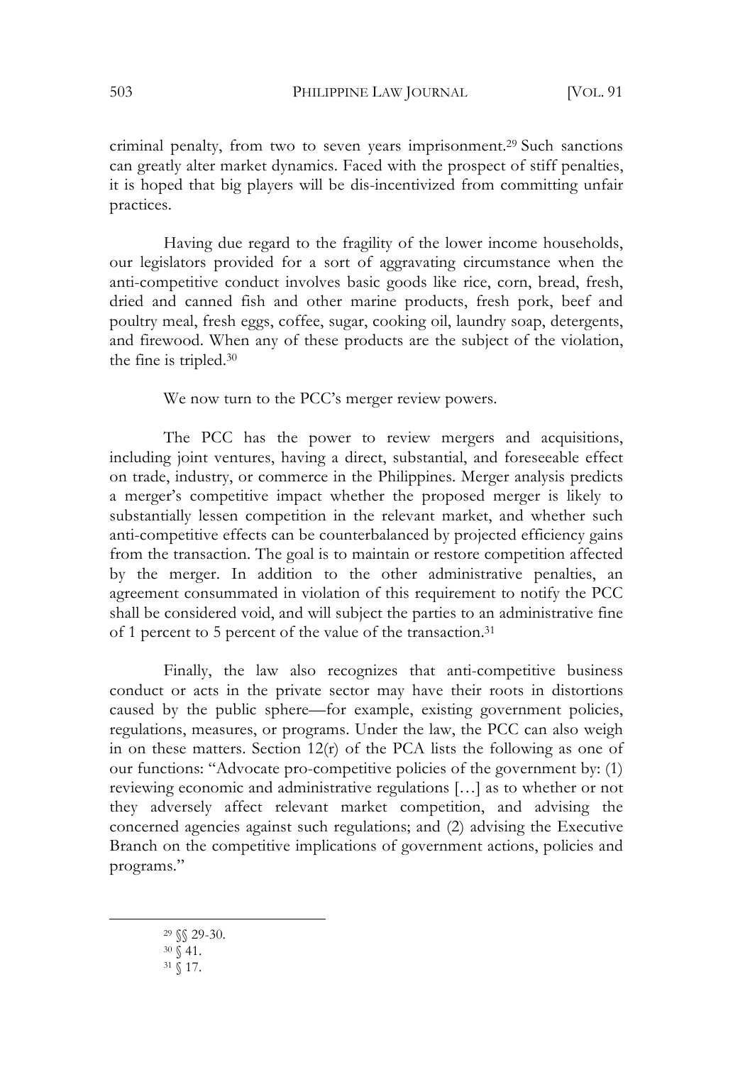criminal penalty, from two to seven years imprisonment.[29] Such sanctions can greatly alter market dynamics. Faced with the prospect of stiff penalties, it is hoped that big players will be dis-incentivized from committing unfair practices.

Having due regard to the fragility of the lower income households, our legislators provided for a sort of aggravating circumstance when the anti-competitive conduct involves basic goods like rice, corn, bread, fresh, dried and canned fish and other marine products, fresh pork, beef and poultry meal, fresh eggs, coffee, sugar, cooking oil, laundry soap, detergents, and firewood. When any of these products are the subject of the violation, the fine is tripled.[30]

We now turn to the PCC's merger review powers.

The PCC has the power to review mergers and acquisitions, including joint ventures, having a direct, substantial, and foreseeable effect on trade, industry, or commerce in the Philippines. Merger analysis predicts a merger's competitive impact whether the proposed merger is likely to substantially lessen competition in the relevant market, and whether such anti-competitive effects can be counterbalanced by projected efficiency gains from the transaction. The goal is to maintain or restore competition affected by the merger. In addition to the other administrative penalties, an agreement consummated in violation of this requirement to notify the PCC shall be considered void, and will subject the parties to an administrative fine of 1 percent to 5 percent of the value of the transaction.[31]

Finally, the law also recognizes that anti-competitive business conduct or acts in the private sector may have their roots in distortions caused by the public sphere—for example, existing government policies, regulations, measures, or programs. Under the law, the PCC can also weigh in on these matters. Section 12(r) of the PCA lists the following as one of our functions: "Advocate pro-competitive policies of the government by: (1) reviewing economic and administrative regulations [...] as to whether or not they adversely affect relevant market competition, and advising the concerned agencies against such regulations; and (2) advising the Executive Branch on the competitive implications of government actions, policies and programs."

---

[29] §§ 29-30.

[30] § 41.

[31] § 17.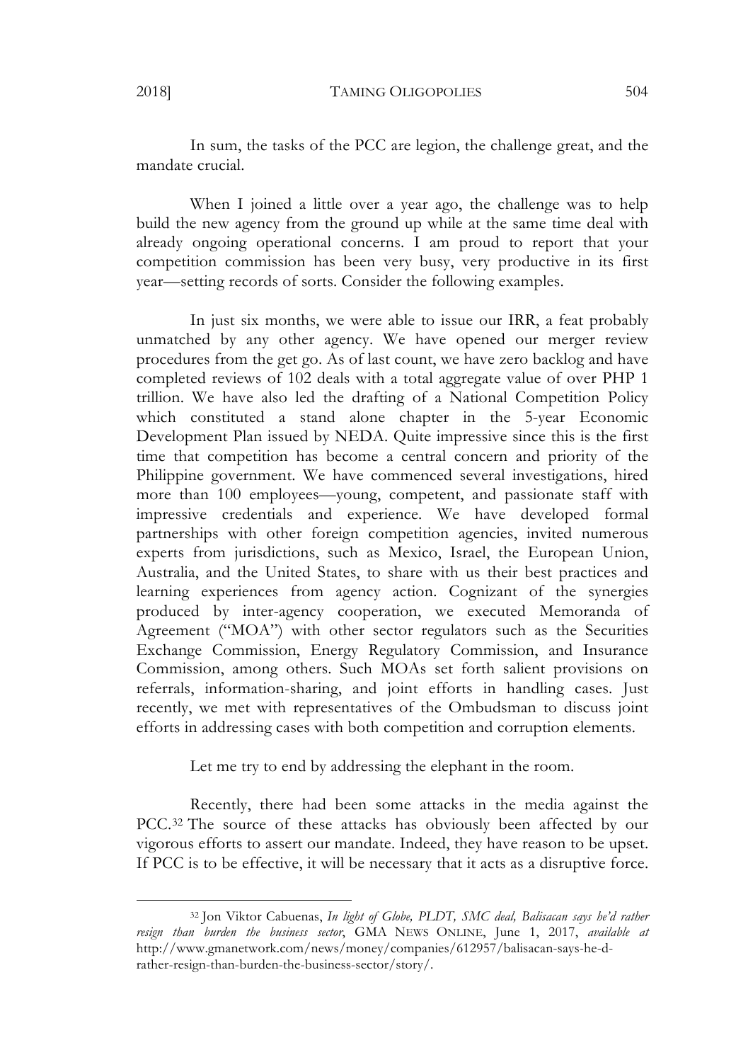In sum, the tasks of the PCC are legion, the challenge great, and the mandate crucial.

When I joined a little over a year ago, the challenge was to help build the new agency from the ground up while at the same time deal with already ongoing operational concerns. I am proud to report that your competition commission has been very busy, very productive in its first year—setting records of sorts. Consider the following examples.

In just six months, we were able to issue our IRR, a feat probably unmatched by any other agency. We have opened our merger review procedures from the get go. As of last count, we have zero backlog and have completed reviews of 102 deals with a total aggregate value of over PHP 1 trillion. We have also led the drafting of a National Competition Policy which constituted a stand alone chapter in the 5-year Economic Development Plan issued by NEDA. Quite impressive since this is the first time that competition has become a central concern and priority of the Philippine government. We have commenced several investigations, hired more than 100 employees—young, competent, and passionate staff with impressive credentials and experience. We have developed formal partnerships with other foreign competition agencies, invited numerous experts from jurisdictions, such as Mexico, Israel, the European Union, Australia, and the United States, to share with us their best practices and learning experiences from agency action. Cognizant of the synergies produced by inter-agency cooperation, we executed Memoranda of Agreement ("MOA") with other sector regulators such as the Securities Exchange Commission, Energy Regulatory Commission, and Insurance Commission, among others. Such MOAs set forth salient provisions on referrals, information-sharing, and joint efforts in handling cases. Just recently, we met with representatives of the Ombudsman to discuss joint efforts in addressing cases with both competition and corruption elements.

Let me try to end by addressing the elephant in the room.

Recently, there had been some attacks in the media against the PCC.[32] The source of these attacks has obviously been affected by our vigorous efforts to assert our mandate. Indeed, they have reason to be upset. If PCC is to be effective, it will be necessary that it acts as a disruptive force.

---

[32] Jon Viktor Cabuenas, *In light of Globe, PLDT, SMC deal, Balisacan says he'd rather resign than burden the business sector*, GMA NEWS ONLINE, June 1, 2017, *available at* http://www.gmanetwork.com/news/money/companies/612957/balisacan-says-he-d-rather-resign-than-burden-the-business-sector/story/.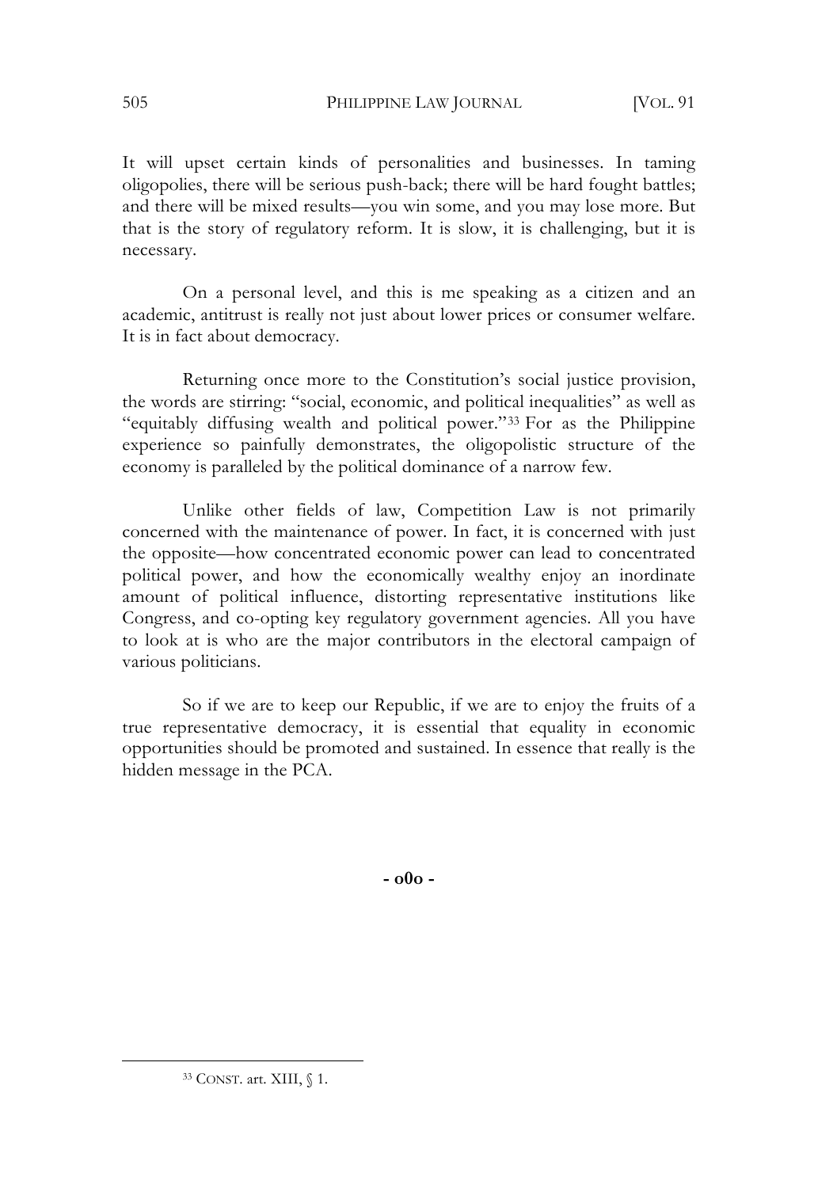It will upset certain kinds of personalities and businesses. In taming oligopolies, there will be serious push-back; there will be hard fought battles; and there will be mixed results—you win some, and you may lose more. But that is the story of regulatory reform. It is slow, it is challenging, but it is necessary.

On a personal level, and this is me speaking as a citizen and an academic, antitrust is really not just about lower prices or consumer welfare. It is in fact about democracy.

Returning once more to the Constitution's social justice provision, the words are stirring: "social, economic, and political inequalities" as well as "equitably diffusing wealth and political power."[33] For as the Philippine experience so painfully demonstrates, the oligopolistic structure of the economy is paralleled by the political dominance of a narrow few.

Unlike other fields of law, Competition Law is not primarily concerned with the maintenance of power. In fact, it is concerned with just the opposite—how concentrated economic power can lead to concentrated political power, and how the economically wealthy enjoy an inordinate amount of political influence, distorting representative institutions like Congress, and co-opting key regulatory government agencies. All you have to look at is who are the major contributors in the electoral campaign of various politicians.

So if we are to keep our Republic, if we are to enjoy the fruits of a true representative democracy, it is essential that equality in economic opportunities should be promoted and sustained. In essence that really is the hidden message in the PCA.

**- o0o -**

---

[33] CONST. art. XIII, § 1.